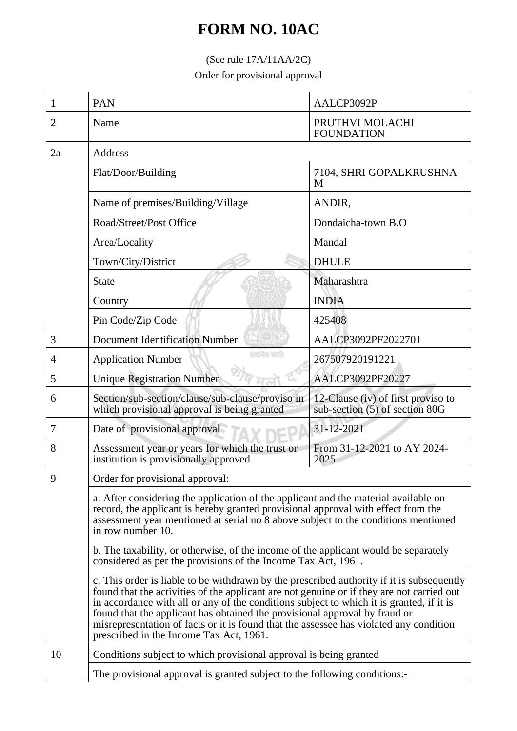# FORM NO. 10AC

(See rule 17A/11AA/2C)

Order for provisional approval

| | | |
|---|---|---|
| 1 | PAN | AALCP3092P |
| 2 | Name | PRUTHVI MOLACHI FOUNDATION |
| 2a | Address | |
| | Flat/Door/Building | 7104, SHRI GOPALKRUSHNA M |
| | Name of premises/Building/Village | ANDIR, |
| | Road/Street/Post Office | Dondaicha-town B.O |
| | Area/Locality | Mandal |
| | Town/City/District | DHULE |
| | State | Maharashtra |
| | Country | INDIA |
| | Pin Code/Zip Code | 425408 |
| 3 | Document Identification Number | AALCP3092PF2022701 |
| 4 | Application Number | 267507920191221 |
| 5 | Unique Registration Number | AALCP3092PF20227 |
| 6 | Section/sub-section/clause/sub-clause/proviso in which provisional approval is being granted | 12-Clause (iv) of first proviso to sub-section (5) of section 80G |
| 7 | Date of provisional approval | 31-12-2021 |
| 8 | Assessment year or years for which the trust or institution is provisionally approved | From 31-12-2021 to AY 2024-2025 |
| 9 | Order for provisional approval: | |
| | a. After considering the application of the applicant and the material available on record, the applicant is hereby granted provisional approval with effect from the assessment year mentioned at serial no 8 above subject to the conditions mentioned in row number 10. | |
| | b. The taxability, or otherwise, of the income of the applicant would be separately considered as per the provisions of the Income Tax Act, 1961. | |
| | c. This order is liable to be withdrawn by the prescribed authority if it is subsequently found that the activities of the applicant are not genuine or if they are not carried out in accordance with all or any of the conditions subject to which it is granted, if it is found that the applicant has obtained the provisional approval by fraud or misrepresentation of facts or it is found that the assessee has violated any condition prescribed in the Income Tax Act, 1961. | |
| 10 | Conditions subject to which provisional approval is being granted | |
| | The provisional approval is granted subject to the following conditions:- | |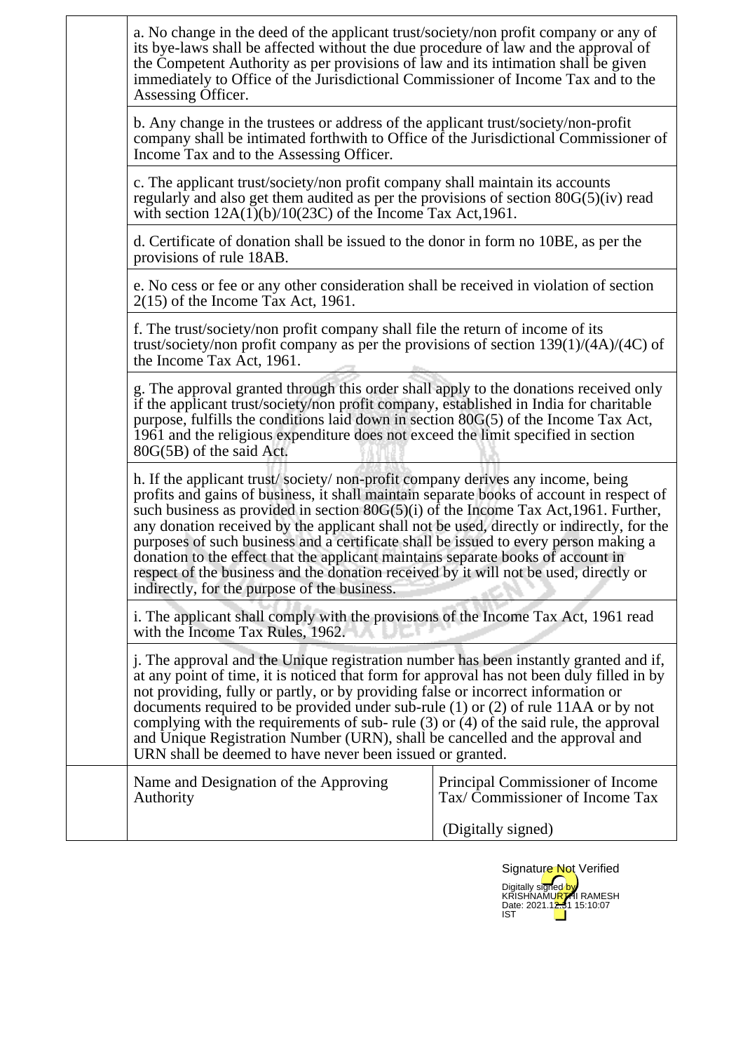| | | |
|---|---|---|
| | a. No change in the deed of the applicant trust/society/non profit company or any of its bye-laws shall be affected without the due procedure of law and the approval of the Competent Authority as per provisions of law and its intimation shall be given immediately to Office of the Jurisdictional Commissioner of Income Tax and to the Assessing Officer. | |
| | b. Any change in the trustees or address of the applicant trust/society/non-profit company shall be intimated forthwith to Office of the Jurisdictional Commissioner of Income Tax and to the Assessing Officer. | |
| | c. The applicant trust/society/non profit company shall maintain its accounts regularly and also get them audited as per the provisions of section 80G(5)(iv) read with section 12A(1)(b)/10(23C) of the Income Tax Act,1961. | |
| | d. Certificate of donation shall be issued to the donor in form no 10BE, as per the provisions of rule 18AB. | |
| | e. No cess or fee or any other consideration shall be received in violation of section 2(15) of the Income Tax Act, 1961. | |
| | f. The trust/society/non profit company shall file the return of income of its trust/society/non profit company as per the provisions of section 139(1)/(4A)/(4C) of the Income Tax Act, 1961. | |
| | g. The approval granted through this order shall apply to the donations received only if the applicant trust/society/non profit company, established in India for charitable purpose, fulfills the conditions laid down in section 80G(5) of the Income Tax Act, 1961 and the religious expenditure does not exceed the limit specified in section 80G(5B) of the said Act. | |
| | h. If the applicant trust/ society/ non-profit company derives any income, being profits and gains of business, it shall maintain separate books of account in respect of such business as provided in section 80G(5)(i) of the Income Tax Act,1961. Further, any donation received by the applicant shall not be used, directly or indirectly, for the purposes of such business and a certificate shall be issued to every person making a donation to the effect that the applicant maintains separate books of account in respect of the business and the donation received by it will not be used, directly or indirectly, for the purpose of the business. | |
| | i. The applicant shall comply with the provisions of the Income Tax Act, 1961 read with the Income Tax Rules, 1962. | |
| | j. The approval and the Unique registration number has been instantly granted and if, at any point of time, it is noticed that form for approval has not been duly filled in by not providing, fully or partly, or by providing false or incorrect information or documents required to be provided under sub-rule (1) or (2) of rule 11AA or by not complying with the requirements of sub- rule (3) or (4) of the said rule, the approval and Unique Registration Number (URN), shall be cancelled and the approval and URN shall be deemed to have never been issued or granted. | |
| | Name and Designation of the Approving Authority | Principal Commissioner of Income Tax/ Commissioner of Income Tax<br><br>(Digitally signed) |

Signature Not Verified
Digitally signed by KRISHNAMURTHI RAMESH
Date: 2021.12.31 15:10:07 IST